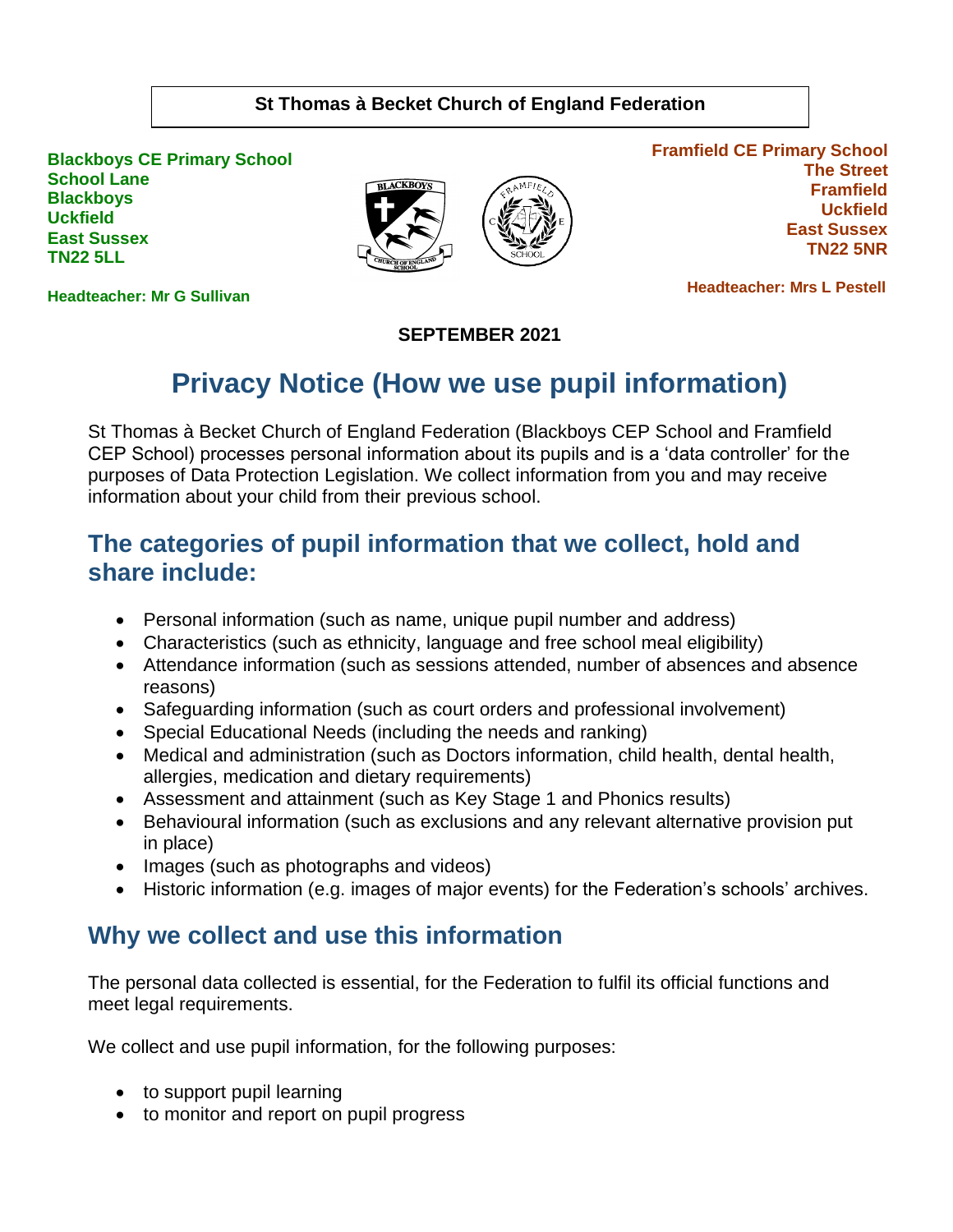**St Thomas à Becket Church of England Federation**

**Blackboys CE Primary School**
**School Lane**
**Blackboys**
**Uckfield**
**East Sussex**
**TN22 5LL**

**Headteacher: Mr G Sullivan**

**Framfield CE Primary School**
**The Street**
**Framfield**
**Uckfield**
**East Sussex**
**TN22 5NR**

**Headteacher: Mrs L Pestell**

**SEPTEMBER 2021**

# Privacy Notice (How we use pupil information)

St Thomas à Becket Church of England Federation (Blackboys CEP School and Framfield CEP School) processes personal information about its pupils and is a 'data controller' for the purposes of Data Protection Legislation. We collect information from you and may receive information about your child from their previous school.

## The categories of pupil information that we collect, hold and share include:

- Personal information (such as name, unique pupil number and address)
- Characteristics (such as ethnicity, language and free school meal eligibility)
- Attendance information (such as sessions attended, number of absences and absence reasons)
- Safeguarding information (such as court orders and professional involvement)
- Special Educational Needs (including the needs and ranking)
- Medical and administration (such as Doctors information, child health, dental health, allergies, medication and dietary requirements)
- Assessment and attainment (such as Key Stage 1 and Phonics results)
- Behavioural information (such as exclusions and any relevant alternative provision put in place)
- Images (such as photographs and videos)
- Historic information (e.g. images of major events) for the Federation's schools' archives.

## Why we collect and use this information

The personal data collected is essential, for the Federation to fulfil its official functions and meet legal requirements.

We collect and use pupil information, for the following purposes:

- to support pupil learning
- to monitor and report on pupil progress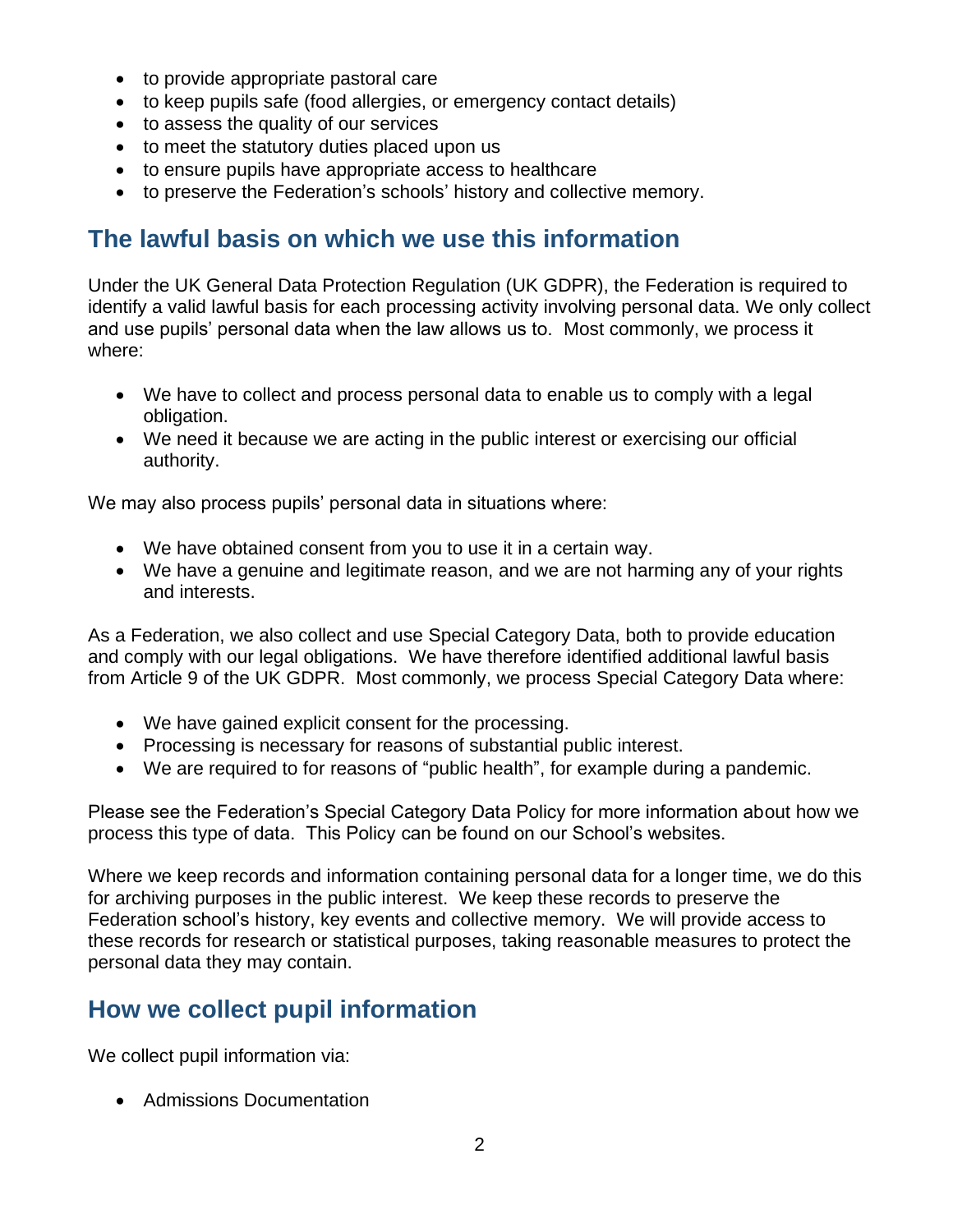- to provide appropriate pastoral care
- to keep pupils safe (food allergies, or emergency contact details)
- to assess the quality of our services
- to meet the statutory duties placed upon us
- to ensure pupils have appropriate access to healthcare
- to preserve the Federation's schools' history and collective memory.

## The lawful basis on which we use this information

Under the UK General Data Protection Regulation (UK GDPR), the Federation is required to identify a valid lawful basis for each processing activity involving personal data. We only collect and use pupils' personal data when the law allows us to. Most commonly, we process it where:

- We have to collect and process personal data to enable us to comply with a legal obligation.
- We need it because we are acting in the public interest or exercising our official authority.

We may also process pupils' personal data in situations where:

- We have obtained consent from you to use it in a certain way.
- We have a genuine and legitimate reason, and we are not harming any of your rights and interests.

As a Federation, we also collect and use Special Category Data, both to provide education and comply with our legal obligations. We have therefore identified additional lawful basis from Article 9 of the UK GDPR. Most commonly, we process Special Category Data where:

- We have gained explicit consent for the processing.
- Processing is necessary for reasons of substantial public interest.
- We are required to for reasons of "public health", for example during a pandemic.

Please see the Federation's Special Category Data Policy for more information about how we process this type of data. This Policy can be found on our School's websites.

Where we keep records and information containing personal data for a longer time, we do this for archiving purposes in the public interest. We keep these records to preserve the Federation school's history, key events and collective memory. We will provide access to these records for research or statistical purposes, taking reasonable measures to protect the personal data they may contain.

## How we collect pupil information

We collect pupil information via:

- Admissions Documentation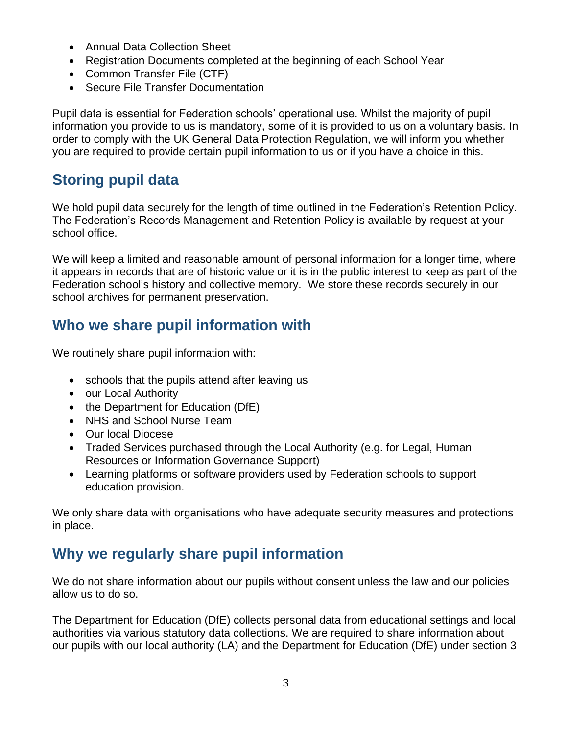- Annual Data Collection Sheet
- Registration Documents completed at the beginning of each School Year
- Common Transfer File (CTF)
- Secure File Transfer Documentation

Pupil data is essential for Federation schools' operational use. Whilst the majority of pupil information you provide to us is mandatory, some of it is provided to us on a voluntary basis. In order to comply with the UK General Data Protection Regulation, we will inform you whether you are required to provide certain pupil information to us or if you have a choice in this.

## Storing pupil data

We hold pupil data securely for the length of time outlined in the Federation's Retention Policy. The Federation's Records Management and Retention Policy is available by request at your school office.

We will keep a limited and reasonable amount of personal information for a longer time, where it appears in records that are of historic value or it is in the public interest to keep as part of the Federation school's history and collective memory. We store these records securely in our school archives for permanent preservation.

## Who we share pupil information with

We routinely share pupil information with:

- schools that the pupils attend after leaving us
- our Local Authority
- the Department for Education (DfE)
- NHS and School Nurse Team
- Our local Diocese
- Traded Services purchased through the Local Authority (e.g. for Legal, Human Resources or Information Governance Support)
- Learning platforms or software providers used by Federation schools to support education provision.

We only share data with organisations who have adequate security measures and protections in place.

## Why we regularly share pupil information

We do not share information about our pupils without consent unless the law and our policies allow us to do so.

The Department for Education (DfE) collects personal data from educational settings and local authorities via various statutory data collections. We are required to share information about our pupils with our local authority (LA) and the Department for Education (DfE) under section 3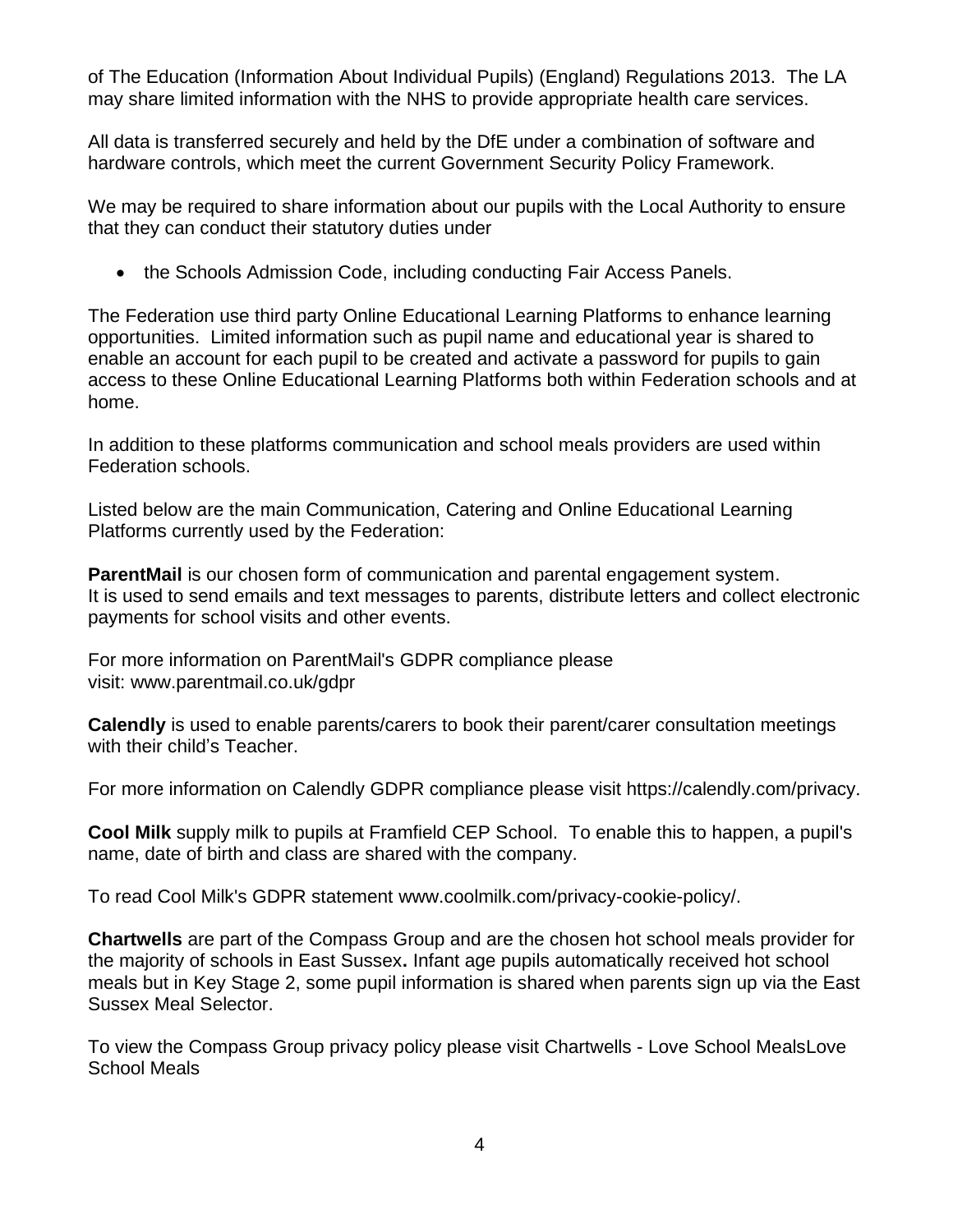of The Education (Information About Individual Pupils) (England) Regulations 2013. The LA may share limited information with the NHS to provide appropriate health care services.

All data is transferred securely and held by the DfE under a combination of software and hardware controls, which meet the current Government Security Policy Framework.

We may be required to share information about our pupils with the Local Authority to ensure that they can conduct their statutory duties under

- the Schools Admission Code, including conducting Fair Access Panels.

The Federation use third party Online Educational Learning Platforms to enhance learning opportunities. Limited information such as pupil name and educational year is shared to enable an account for each pupil to be created and activate a password for pupils to gain access to these Online Educational Learning Platforms both within Federation schools and at home.

In addition to these platforms communication and school meals providers are used within Federation schools.

Listed below are the main Communication, Catering and Online Educational Learning Platforms currently used by the Federation:

**ParentMail** is our chosen form of communication and parental engagement system.
It is used to send emails and text messages to parents, distribute letters and collect electronic payments for school visits and other events.

For more information on ParentMail's GDPR compliance please visit: www.parentmail.co.uk/gdpr

**Calendly** is used to enable parents/carers to book their parent/carer consultation meetings with their child's Teacher.

For more information on Calendly GDPR compliance please visit https://calendly.com/privacy.

**Cool Milk** supply milk to pupils at Framfield CEP School. To enable this to happen, a pupil's name, date of birth and class are shared with the company.

To read Cool Milk's GDPR statement www.coolmilk.com/privacy-cookie-policy/.

**Chartwells** are part of the Compass Group and are the chosen hot school meals provider for the majority of schools in East Sussex**.** Infant age pupils automatically received hot school meals but in Key Stage 2, some pupil information is shared when parents sign up via the East Sussex Meal Selector.

To view the Compass Group privacy policy please visit Chartwells - Love School MealsLove School Meals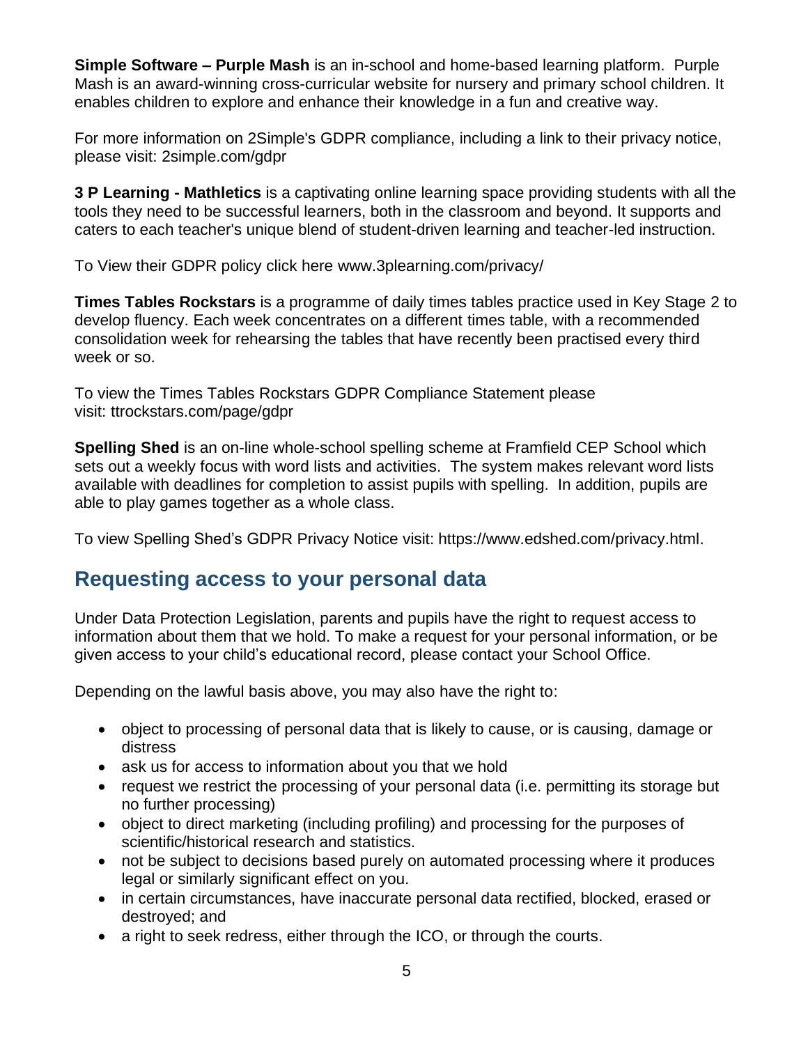**Simple Software – Purple Mash** is an in-school and home-based learning platform. Purple Mash is an award-winning cross-curricular website for nursery and primary school children. It enables children to explore and enhance their knowledge in a fun and creative way.

For more information on 2Simple's GDPR compliance, including a link to their privacy notice, please visit: 2simple.com/gdpr

**3 P Learning - Mathletics** is a captivating online learning space providing students with all the tools they need to be successful learners, both in the classroom and beyond. It supports and caters to each teacher's unique blend of student-driven learning and teacher-led instruction.

To View their GDPR policy click here www.3plearning.com/privacy/

**Times Tables Rockstars** is a programme of daily times tables practice used in Key Stage 2 to develop fluency. Each week concentrates on a different times table, with a recommended consolidation week for rehearsing the tables that have recently been practised every third week or so.

To view the Times Tables Rockstars GDPR Compliance Statement please visit: ttrockstars.com/page/gdpr

**Spelling Shed** is an on-line whole-school spelling scheme at Framfield CEP School which sets out a weekly focus with word lists and activities. The system makes relevant word lists available with deadlines for completion to assist pupils with spelling. In addition, pupils are able to play games together as a whole class.

To view Spelling Shed's GDPR Privacy Notice visit: https://www.edshed.com/privacy.html.

## Requesting access to your personal data

Under Data Protection Legislation, parents and pupils have the right to request access to information about them that we hold. To make a request for your personal information, or be given access to your child's educational record, please contact your School Office.

Depending on the lawful basis above, you may also have the right to:

- object to processing of personal data that is likely to cause, or is causing, damage or distress
- ask us for access to information about you that we hold
- request we restrict the processing of your personal data (i.e. permitting its storage but no further processing)
- object to direct marketing (including profiling) and processing for the purposes of scientific/historical research and statistics.
- not be subject to decisions based purely on automated processing where it produces legal or similarly significant effect on you.
- in certain circumstances, have inaccurate personal data rectified, blocked, erased or destroyed; and
- a right to seek redress, either through the ICO, or through the courts.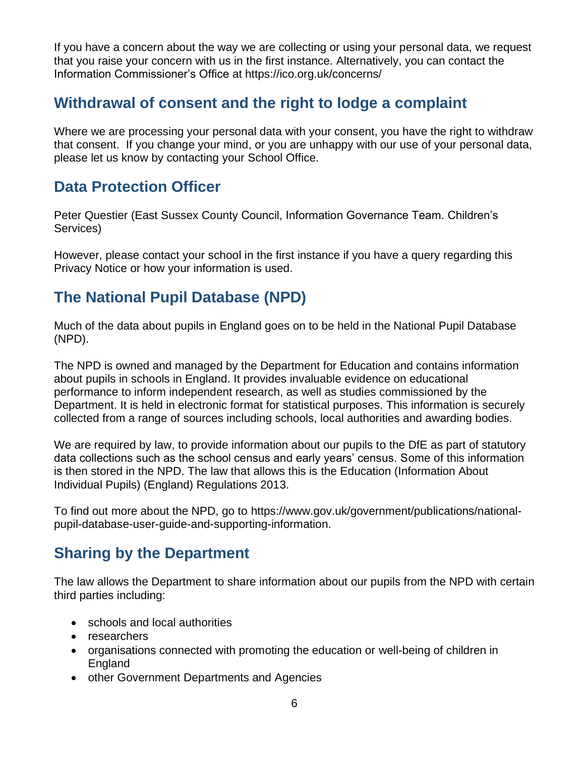If you have a concern about the way we are collecting or using your personal data, we request that you raise your concern with us in the first instance. Alternatively, you can contact the Information Commissioner's Office at https://ico.org.uk/concerns/

## Withdrawal of consent and the right to lodge a complaint

Where we are processing your personal data with your consent, you have the right to withdraw that consent. If you change your mind, or you are unhappy with our use of your personal data, please let us know by contacting your School Office.

## Data Protection Officer

Peter Questier (East Sussex County Council, Information Governance Team. Children's Services)

However, please contact your school in the first instance if you have a query regarding this Privacy Notice or how your information is used.

## The National Pupil Database (NPD)

Much of the data about pupils in England goes on to be held in the National Pupil Database (NPD).

The NPD is owned and managed by the Department for Education and contains information about pupils in schools in England. It provides invaluable evidence on educational performance to inform independent research, as well as studies commissioned by the Department. It is held in electronic format for statistical purposes. This information is securely collected from a range of sources including schools, local authorities and awarding bodies.

We are required by law, to provide information about our pupils to the DfE as part of statutory data collections such as the school census and early years' census. Some of this information is then stored in the NPD. The law that allows this is the Education (Information About Individual Pupils) (England) Regulations 2013.

To find out more about the NPD, go to https://www.gov.uk/government/publications/national-pupil-database-user-guide-and-supporting-information.

## Sharing by the Department

The law allows the Department to share information about our pupils from the NPD with certain third parties including:

- schools and local authorities
- researchers
- organisations connected with promoting the education or well-being of children in England
- other Government Departments and Agencies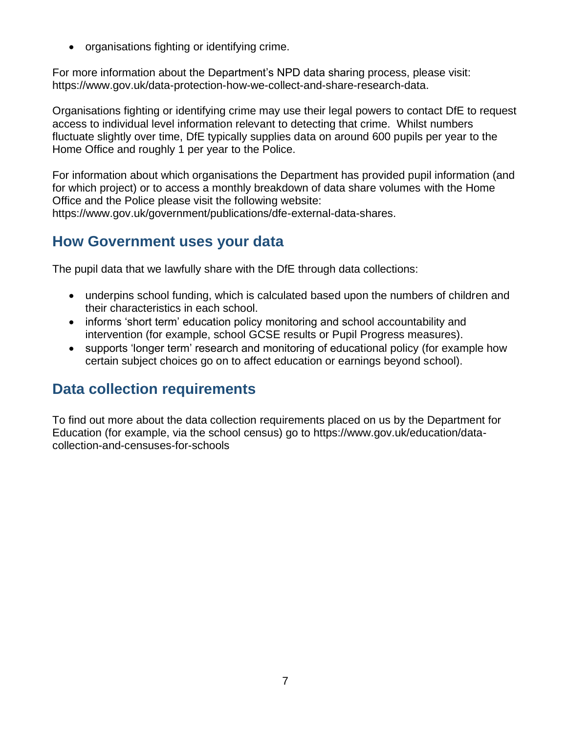- organisations fighting or identifying crime.

For more information about the Department's NPD data sharing process, please visit: https://www.gov.uk/data-protection-how-we-collect-and-share-research-data.

Organisations fighting or identifying crime may use their legal powers to contact DfE to request access to individual level information relevant to detecting that crime. Whilst numbers fluctuate slightly over time, DfE typically supplies data on around 600 pupils per year to the Home Office and roughly 1 per year to the Police.

For information about which organisations the Department has provided pupil information (and for which project) or to access a monthly breakdown of data share volumes with the Home Office and the Police please visit the following website: https://www.gov.uk/government/publications/dfe-external-data-shares.

## How Government uses your data

The pupil data that we lawfully share with the DfE through data collections:

- underpins school funding, which is calculated based upon the numbers of children and their characteristics in each school.
- informs 'short term' education policy monitoring and school accountability and intervention (for example, school GCSE results or Pupil Progress measures).
- supports 'longer term' research and monitoring of educational policy (for example how certain subject choices go on to affect education or earnings beyond school).

## Data collection requirements

To find out more about the data collection requirements placed on us by the Department for Education (for example, via the school census) go to https://www.gov.uk/education/data-collection-and-censuses-for-schools